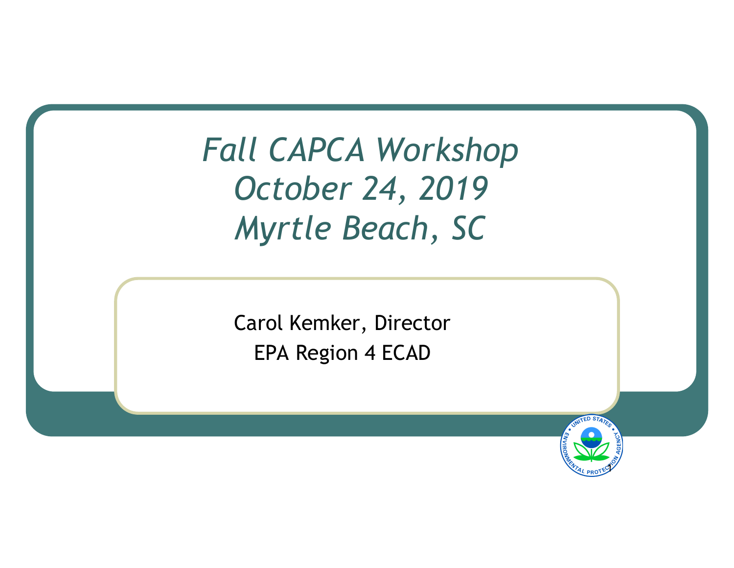# *Fall CAPCA Workshop October 24, 2019 Myrtle Beach, SC*

Carol Kemker, Director

EPA Region 4 ECAD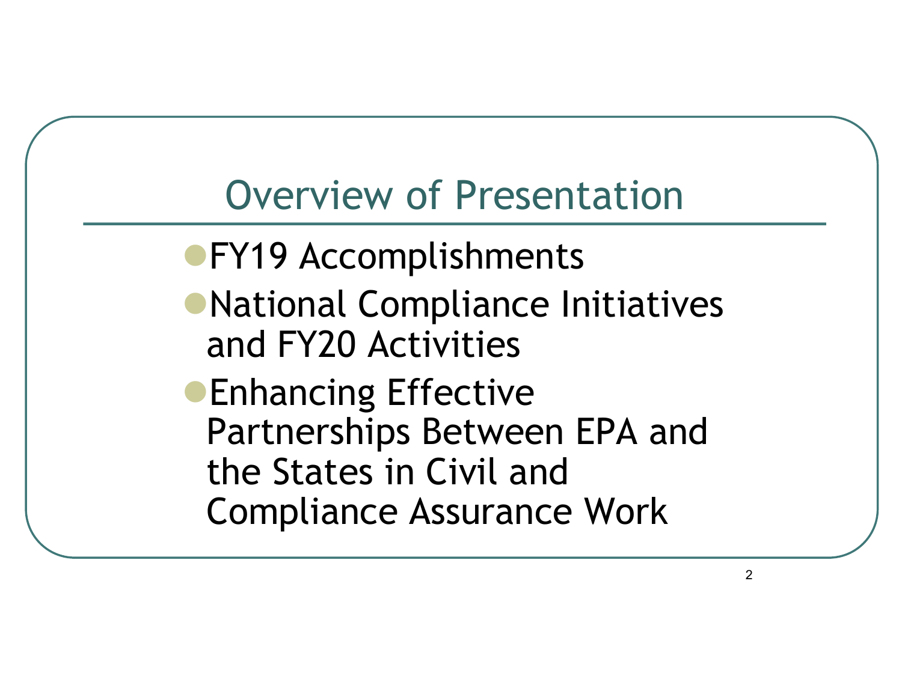# Overview of Presentation

- FY19 Accomplishments
- National Compliance Initiatives and FY20 Activities
- Enhancing Effective Partnerships Between EPA and the States in Civil and Compliance Assurance Work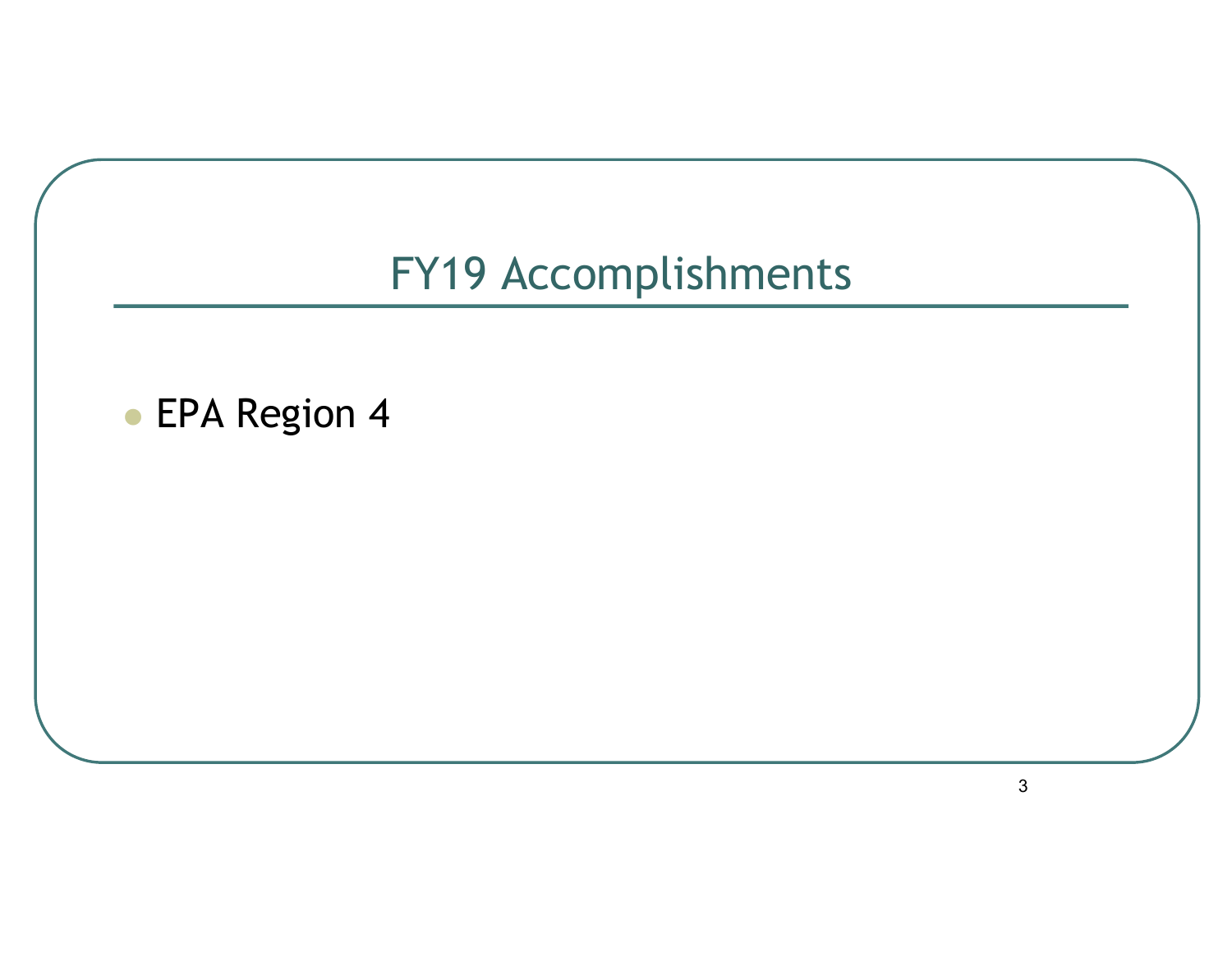# FY19 Accomplishments

- EPA Region 4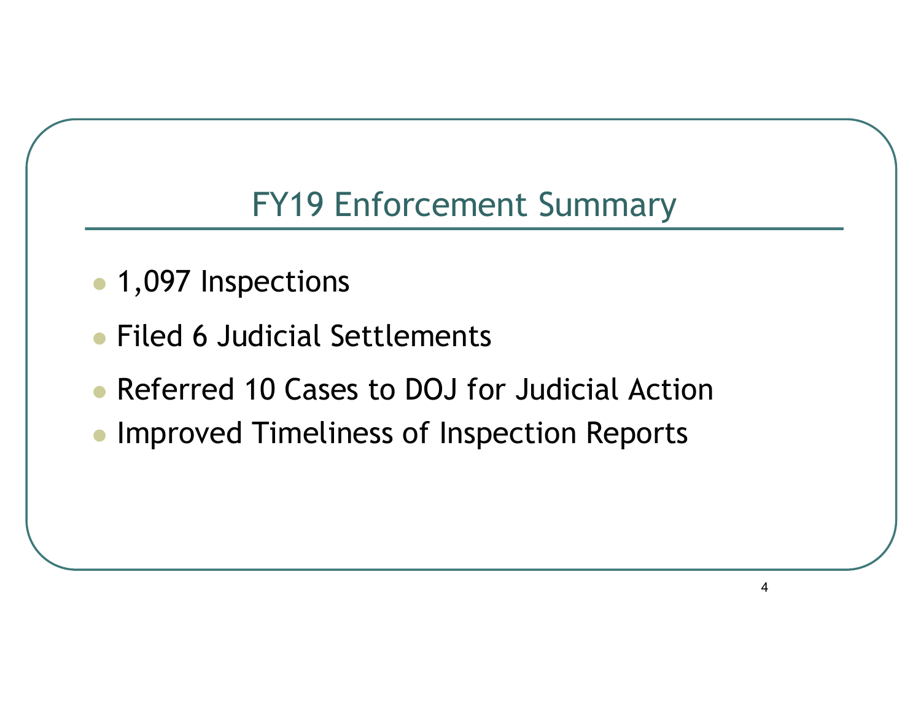# FY19 Enforcement Summary

- 1,097 Inspections
- Filed 6 Judicial Settlements
- Referred 10 Cases to DOJ for Judicial Action
- Improved Timeliness of Inspection Reports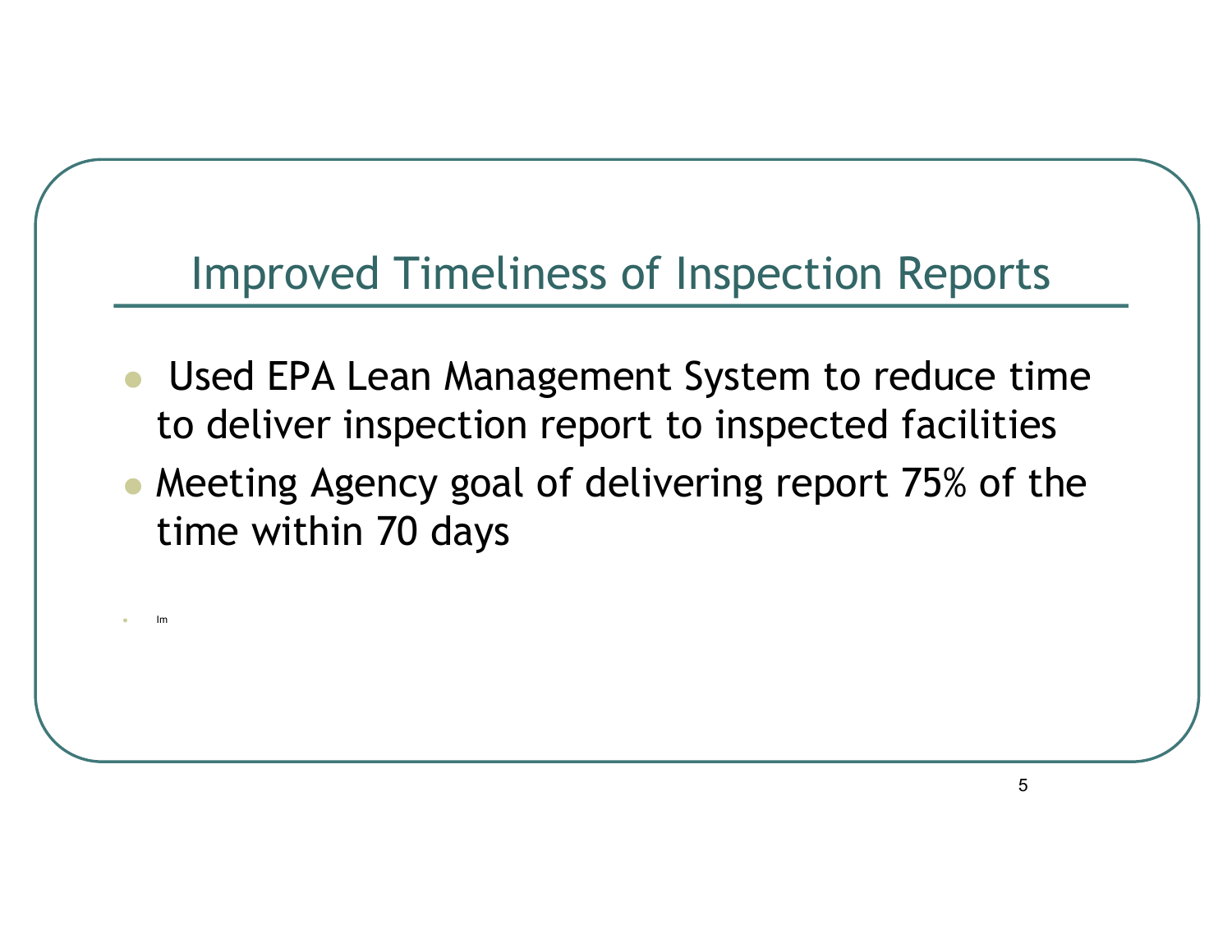# Improved Timeliness of Inspection Reports

- Used EPA Lean Management System to reduce time to deliver inspection report to inspected facilities
- Meeting Agency goal of delivering report 75% of the time within 70 days

- Im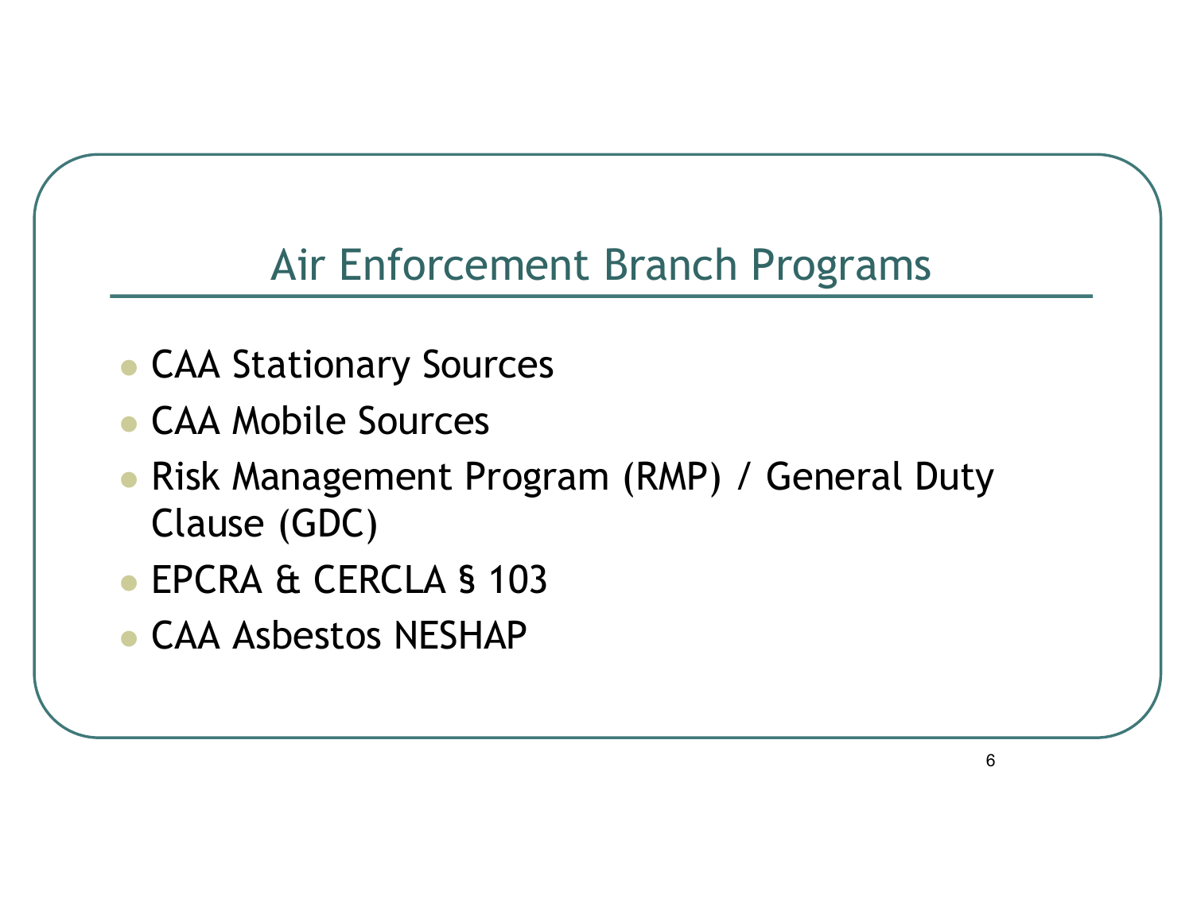# Air Enforcement Branch Programs

- CAA Stationary Sources
- CAA Mobile Sources
- Risk Management Program (RMP) / General Duty Clause (GDC)
- EPCRA & CERCLA § 103
- CAA Asbestos NESHAP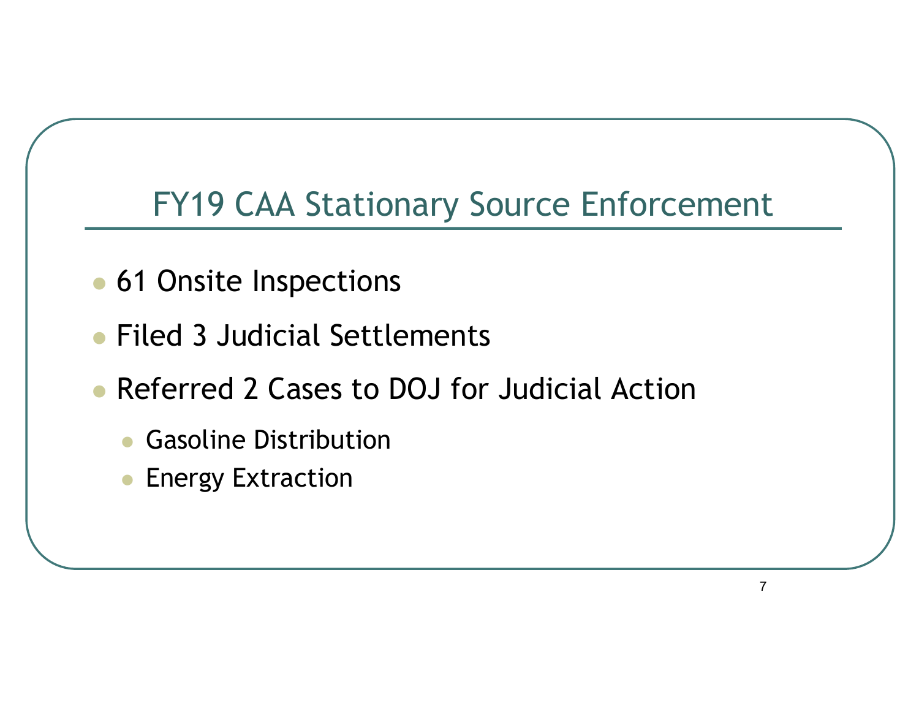# FY19 CAA Stationary Source Enforcement

- 61 Onsite Inspections
- Filed 3 Judicial Settlements
- Referred 2 Cases to DOJ for Judicial Action
  - Gasoline Distribution
  - Energy Extraction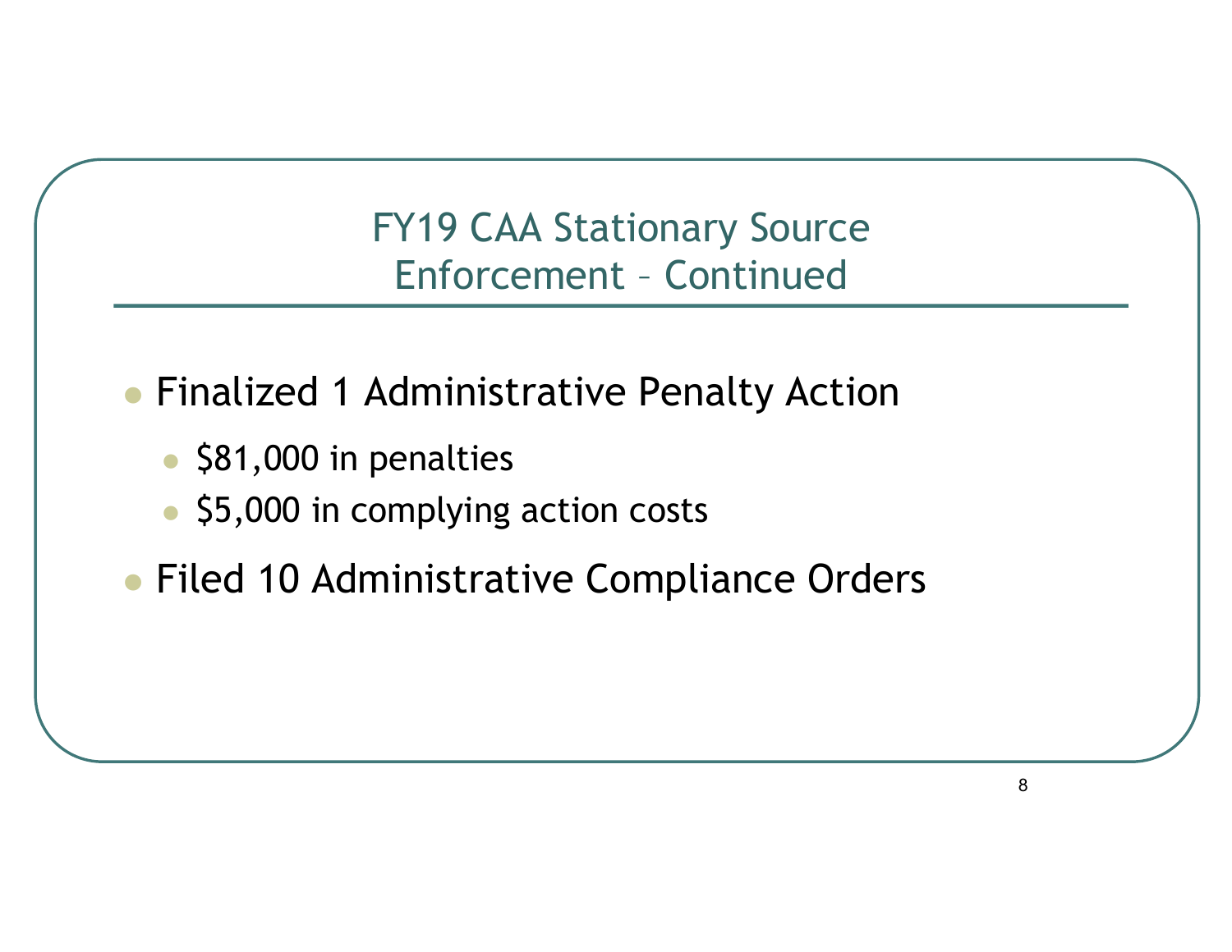# FY19 CAA Stationary Source Enforcement – Continued

- Finalized 1 Administrative Penalty Action
  - $81,000 in penalties
  - $5,000 in complying action costs
- Filed 10 Administrative Compliance Orders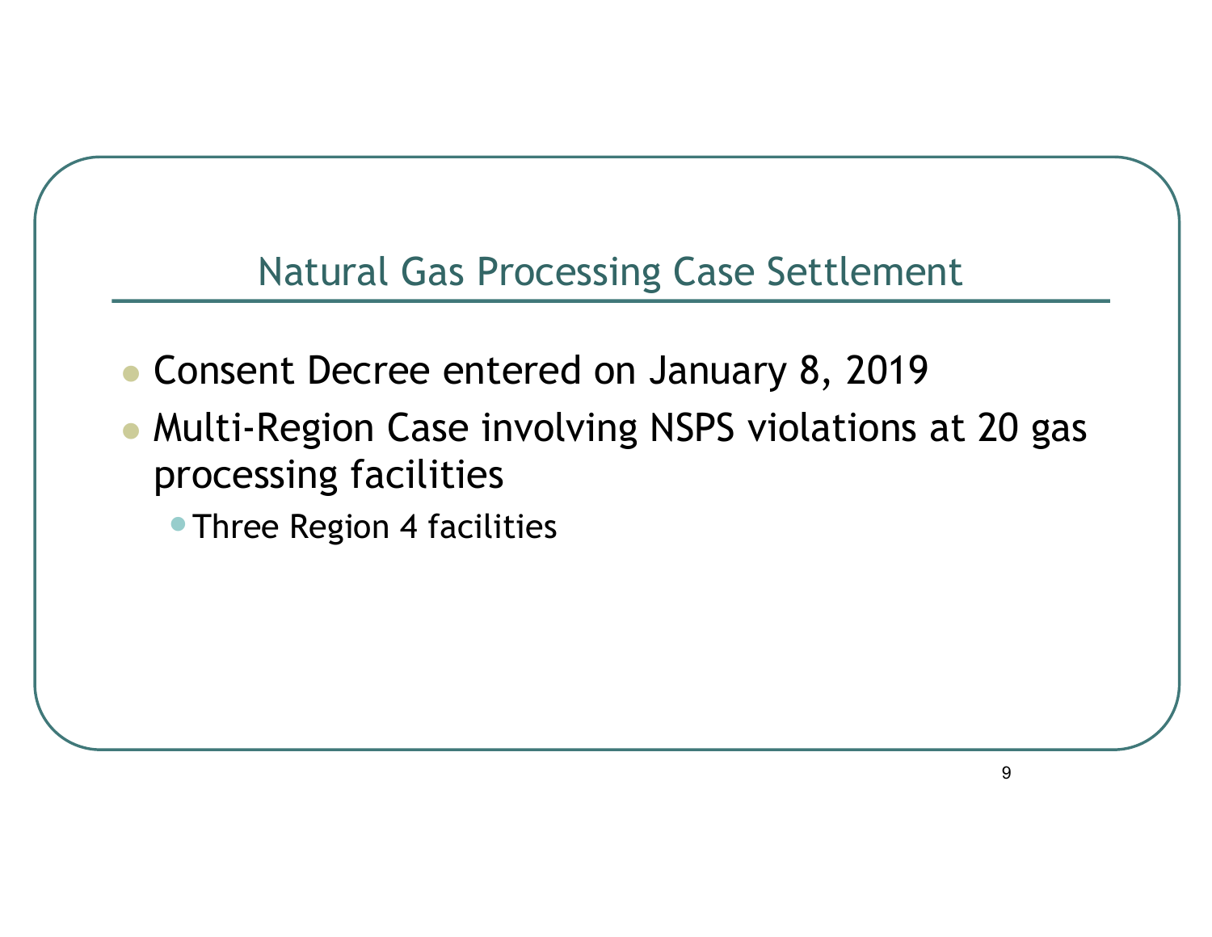## Natural Gas Processing Case Settlement

- Consent Decree entered on January 8, 2019
- Multi-Region Case involving NSPS violations at 20 gas processing facilities
  - Three Region 4 facilities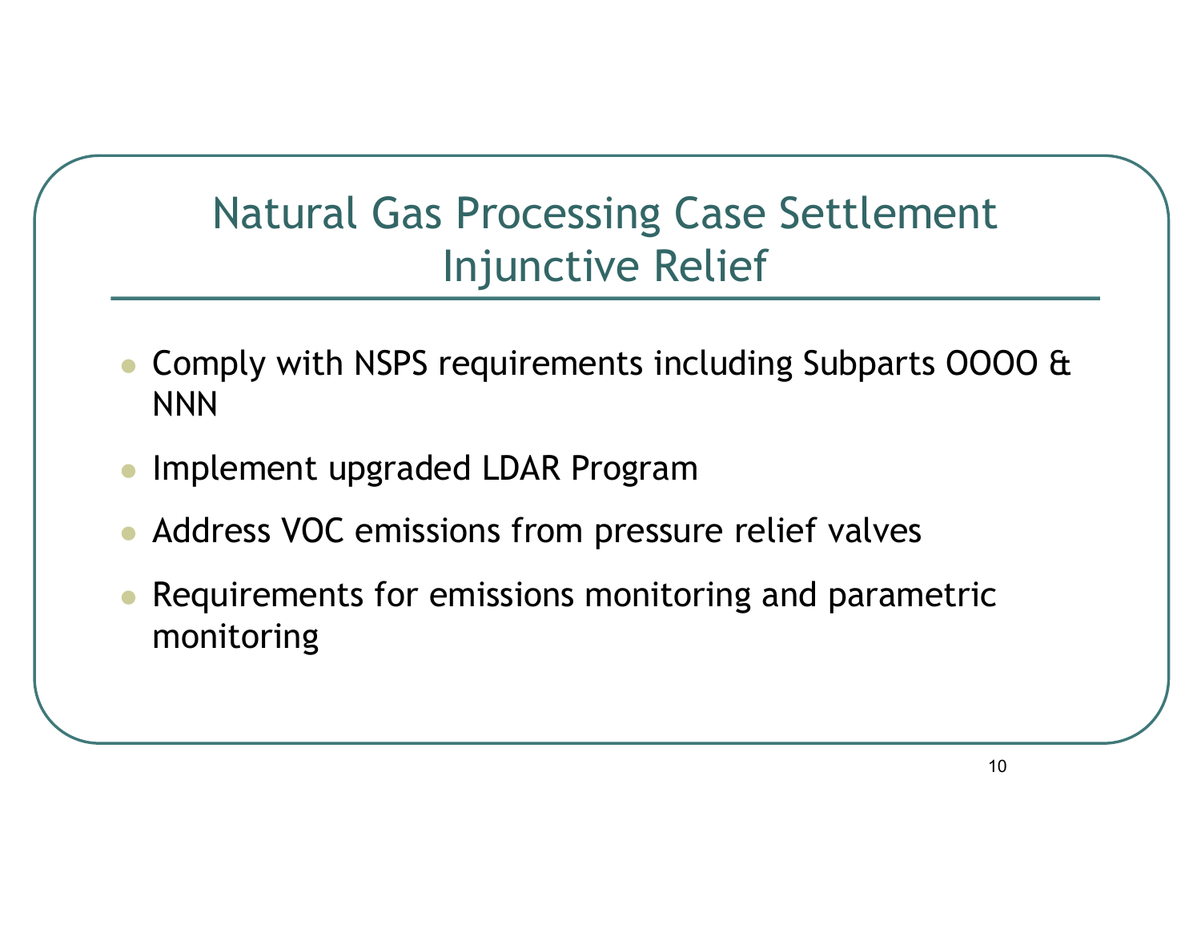# Natural Gas Processing Case Settlement Injunctive Relief

- Comply with NSPS requirements including Subparts OOOO & NNN
- Implement upgraded LDAR Program
- Address VOC emissions from pressure relief valves
- Requirements for emissions monitoring and parametric monitoring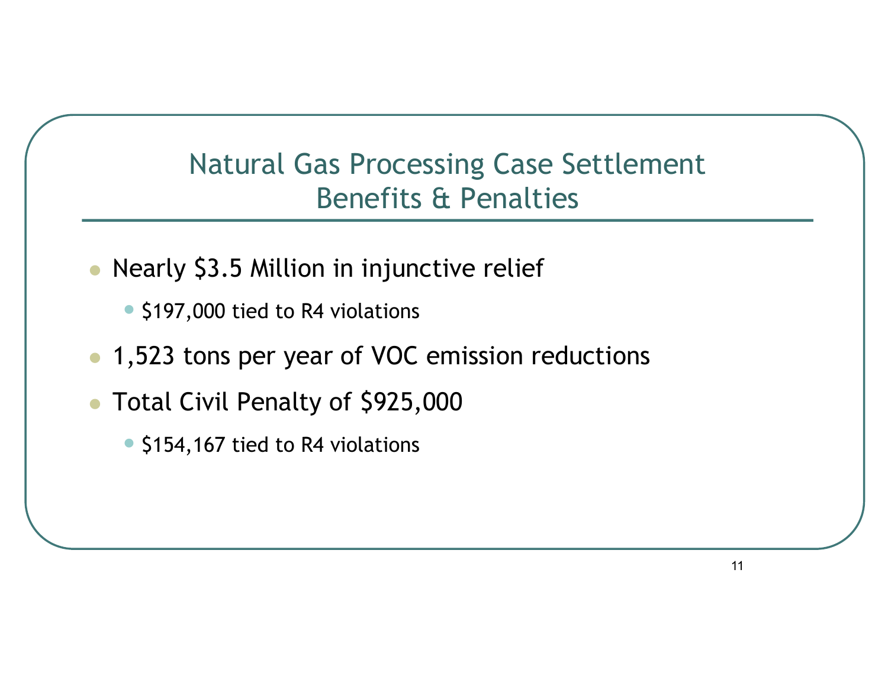# Natural Gas Processing Case Settlement Benefits & Penalties

- Nearly $3.5 Million in injunctive relief
  - $197,000 tied to R4 violations
- 1,523 tons per year of VOC emission reductions
- Total Civil Penalty of $925,000
  - $154,167 tied to R4 violations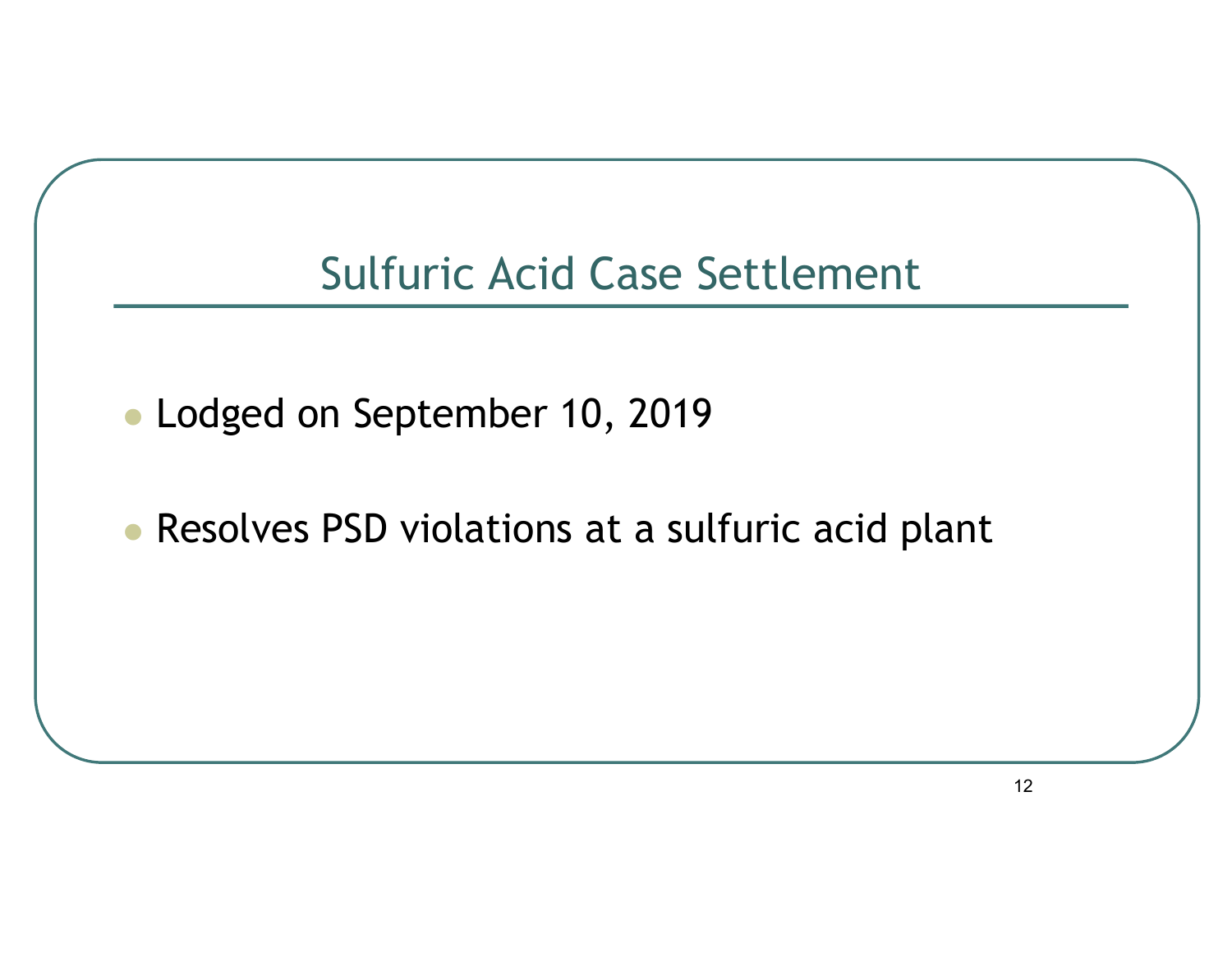# Sulfuric Acid Case Settlement

- Lodged on September 10, 2019
- Resolves PSD violations at a sulfuric acid plant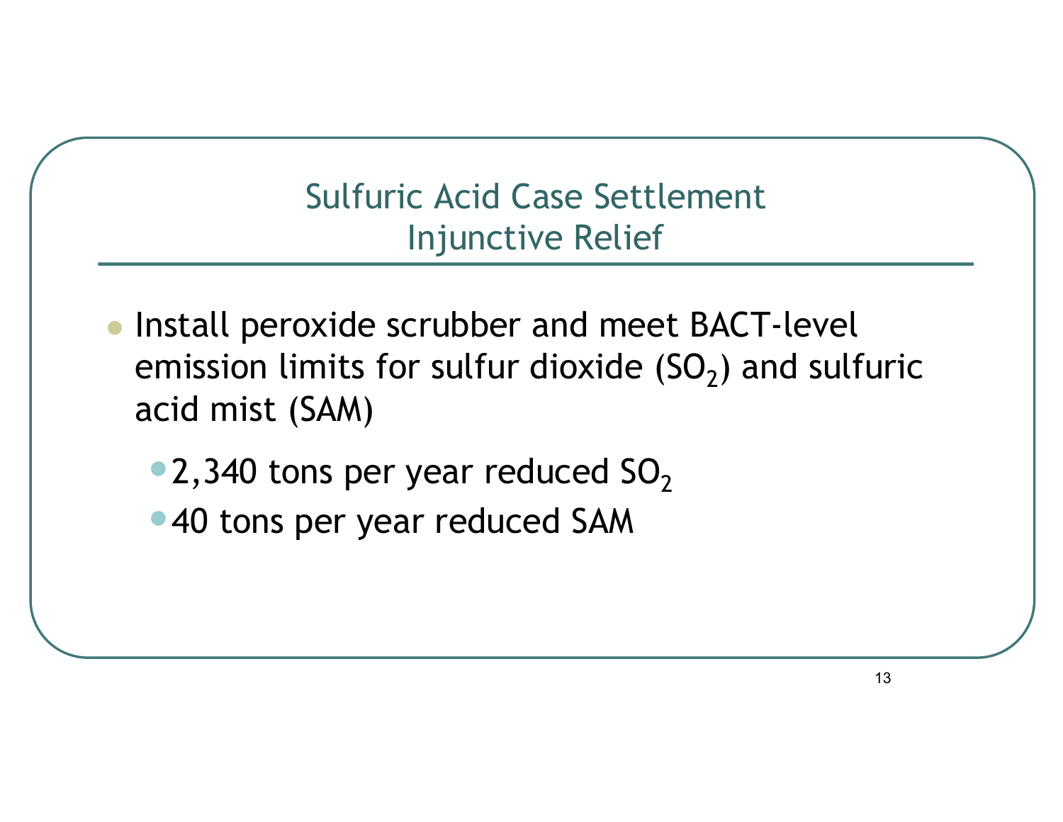## Sulfuric Acid Case Settlement Injunctive Relief

- Install peroxide scrubber and meet BACT-level emission limits for sulfur dioxide ($SO_2$) and sulfuric acid mist (SAM)
  - 2,340 tons per year reduced $SO_2$
  - 40 tons per year reduced SAM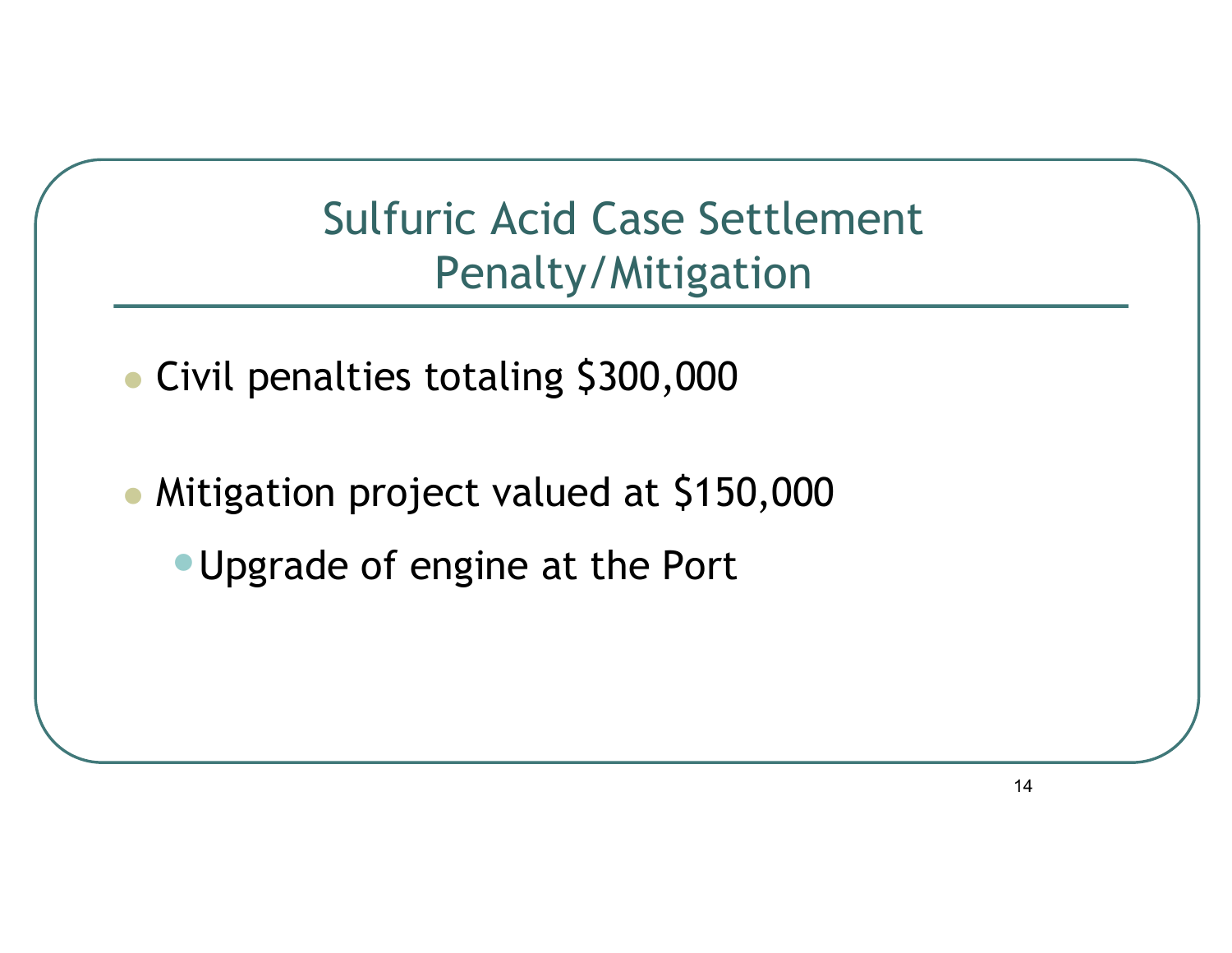# Sulfuric Acid Case Settlement Penalty/Mitigation

- Civil penalties totaling $300,000
- Mitigation project valued at $150,000
  - Upgrade of engine at the Port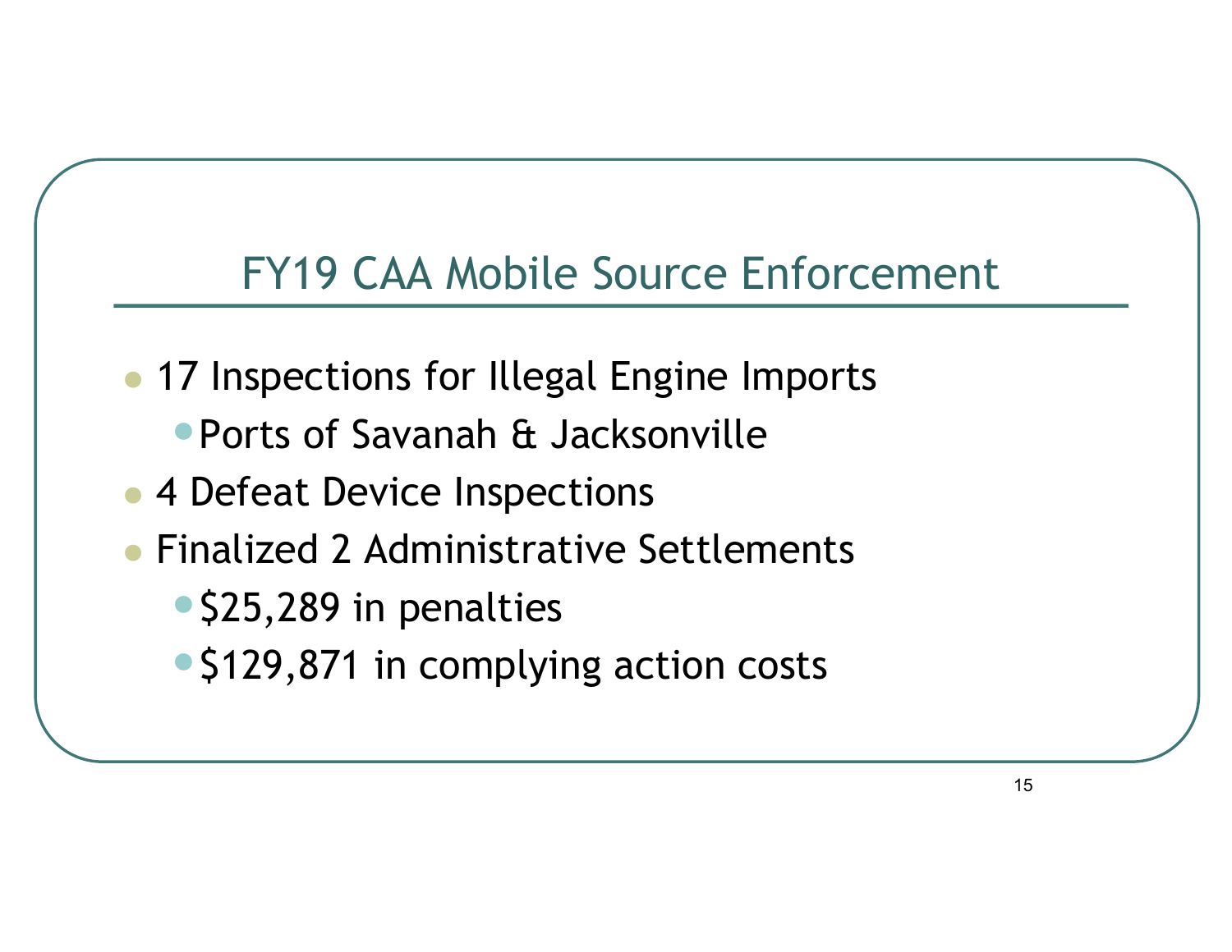# FY19 CAA Mobile Source Enforcement

- 17 Inspections for Illegal Engine Imports
  - Ports of Savanah & Jacksonville
- 4 Defeat Device Inspections
- Finalized 2 Administrative Settlements
  - $25,289 in penalties
  - $129,871 in complying action costs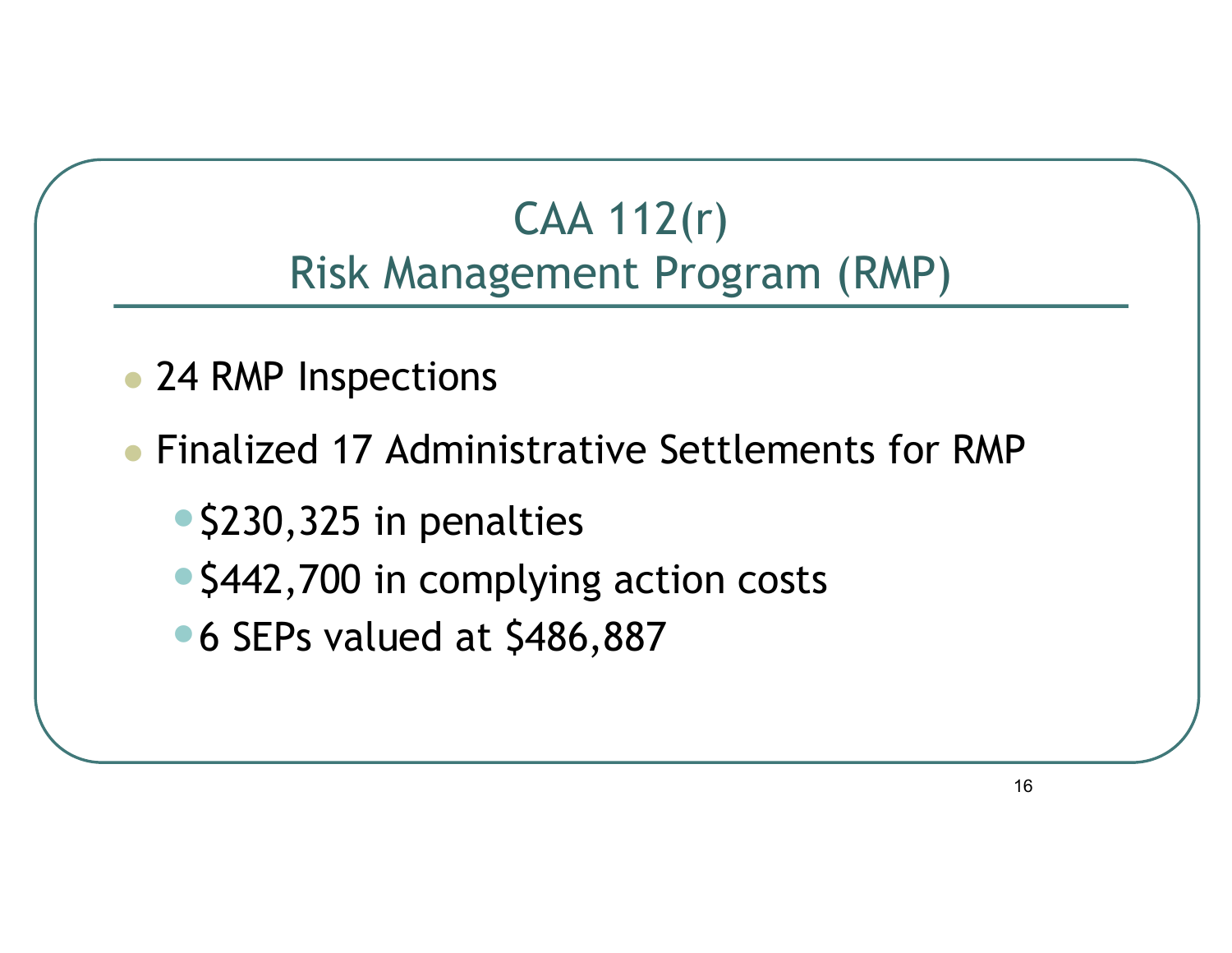# CAA 112(r)
# Risk Management Program (RMP)

- 24 RMP Inspections
- Finalized 17 Administrative Settlements for RMP
  - $230,325 in penalties
  - $442,700 in complying action costs
  - 6 SEPs valued at $486,887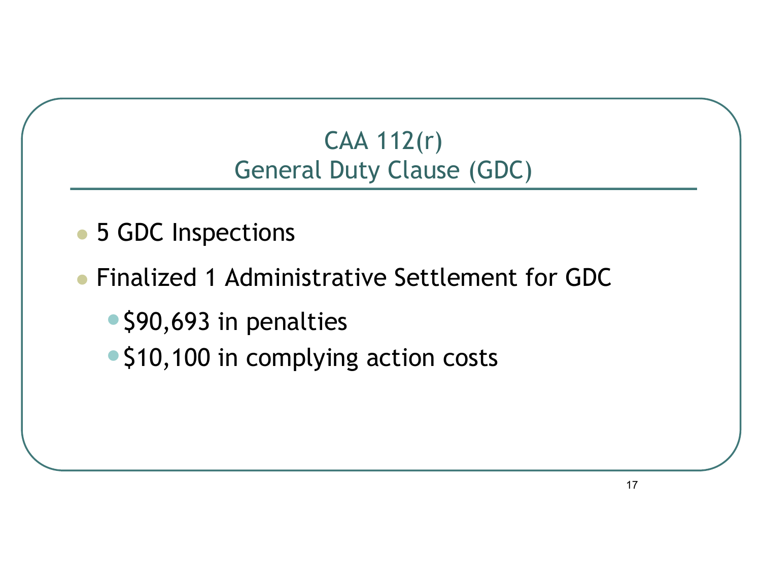# CAA 112(r)
## General Duty Clause (GDC)

- 5 GDC Inspections
- Finalized 1 Administrative Settlement for GDC
  - $90,693 in penalties
  - $10,100 in complying action costs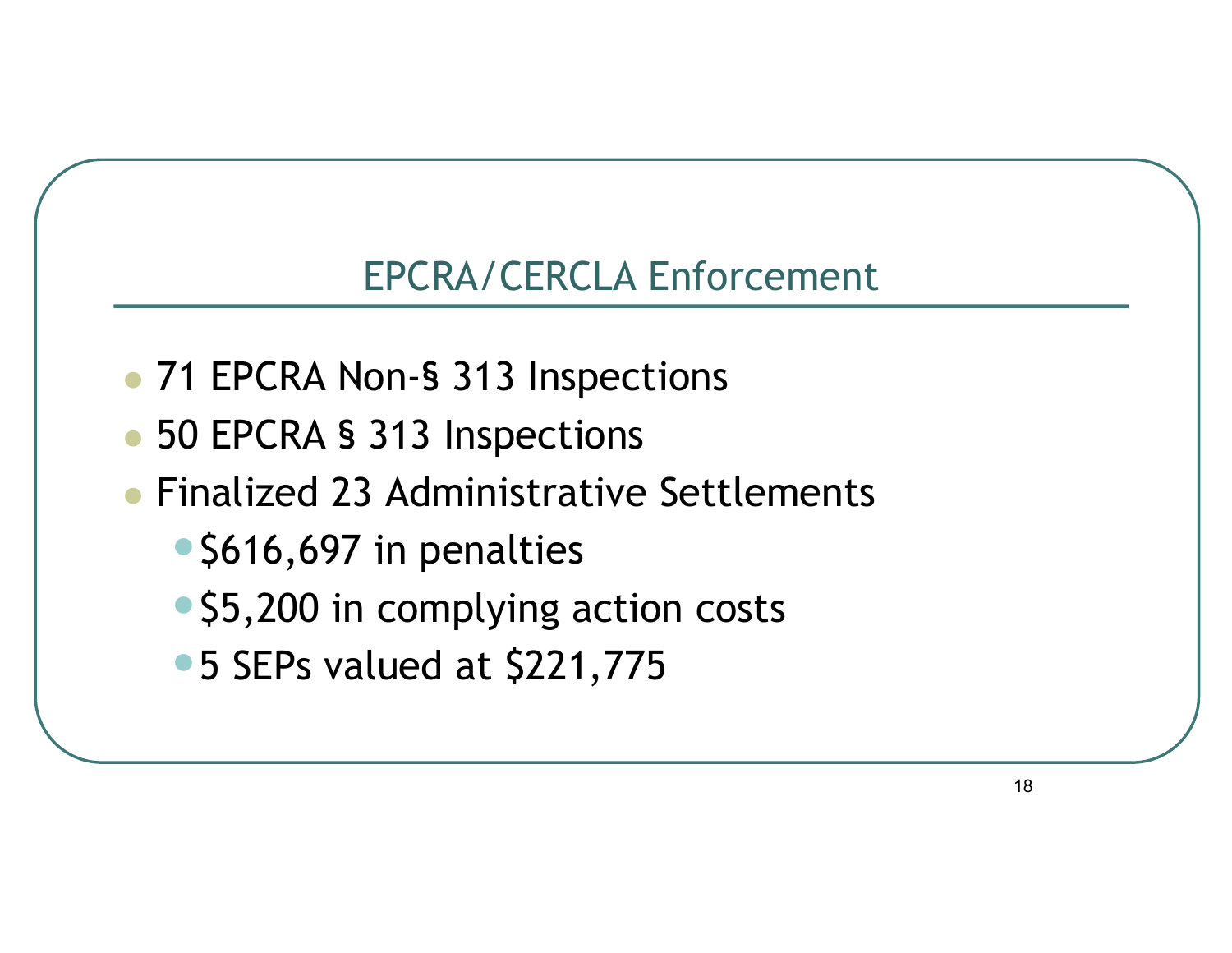# EPCRA/CERCLA Enforcement

- 71 EPCRA Non-§ 313 Inspections
- 50 EPCRA § 313 Inspections
- Finalized 23 Administrative Settlements
  - $616,697 in penalties
  - $5,200 in complying action costs
  - 5 SEPs valued at $221,775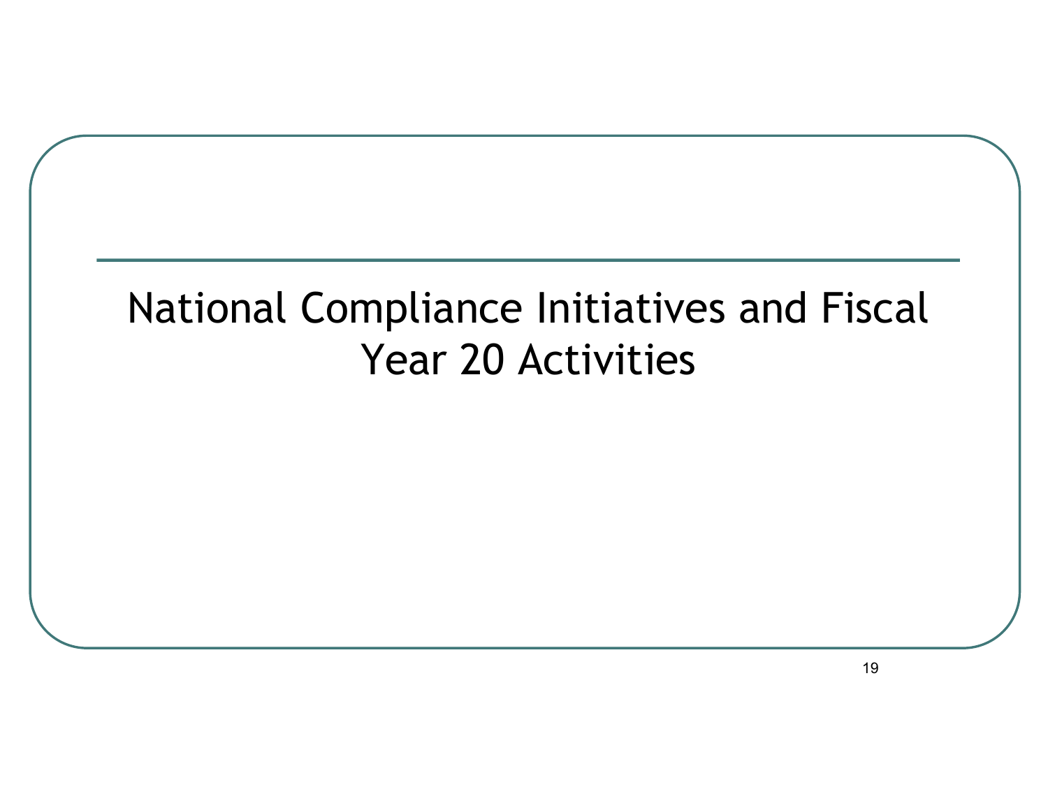# National Compliance Initiatives and Fiscal Year 20 Activities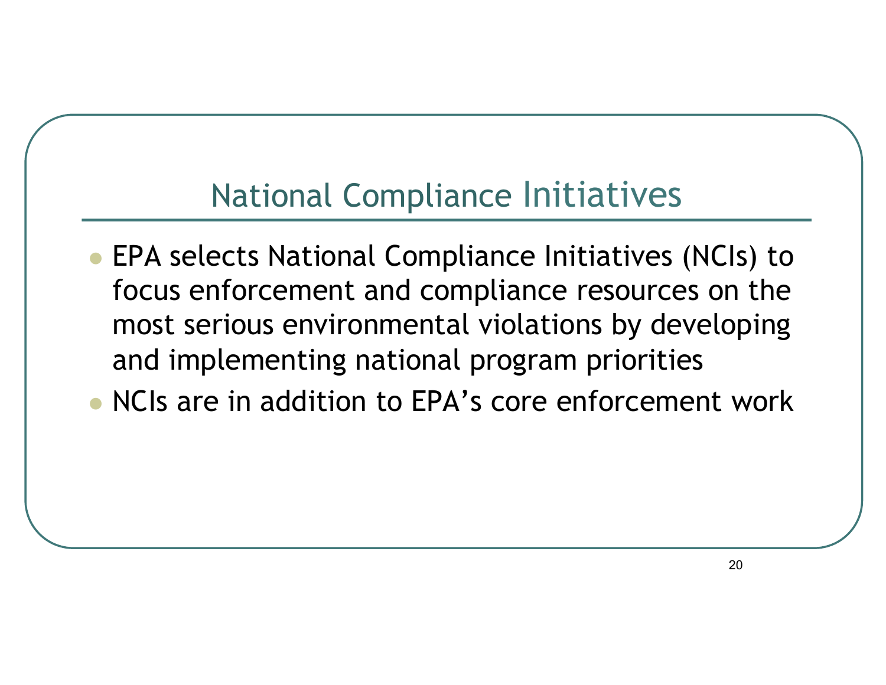# National Compliance Initiatives

- EPA selects National Compliance Initiatives (NCIs) to focus enforcement and compliance resources on the most serious environmental violations by developing and implementing national program priorities
- NCIs are in addition to EPA's core enforcement work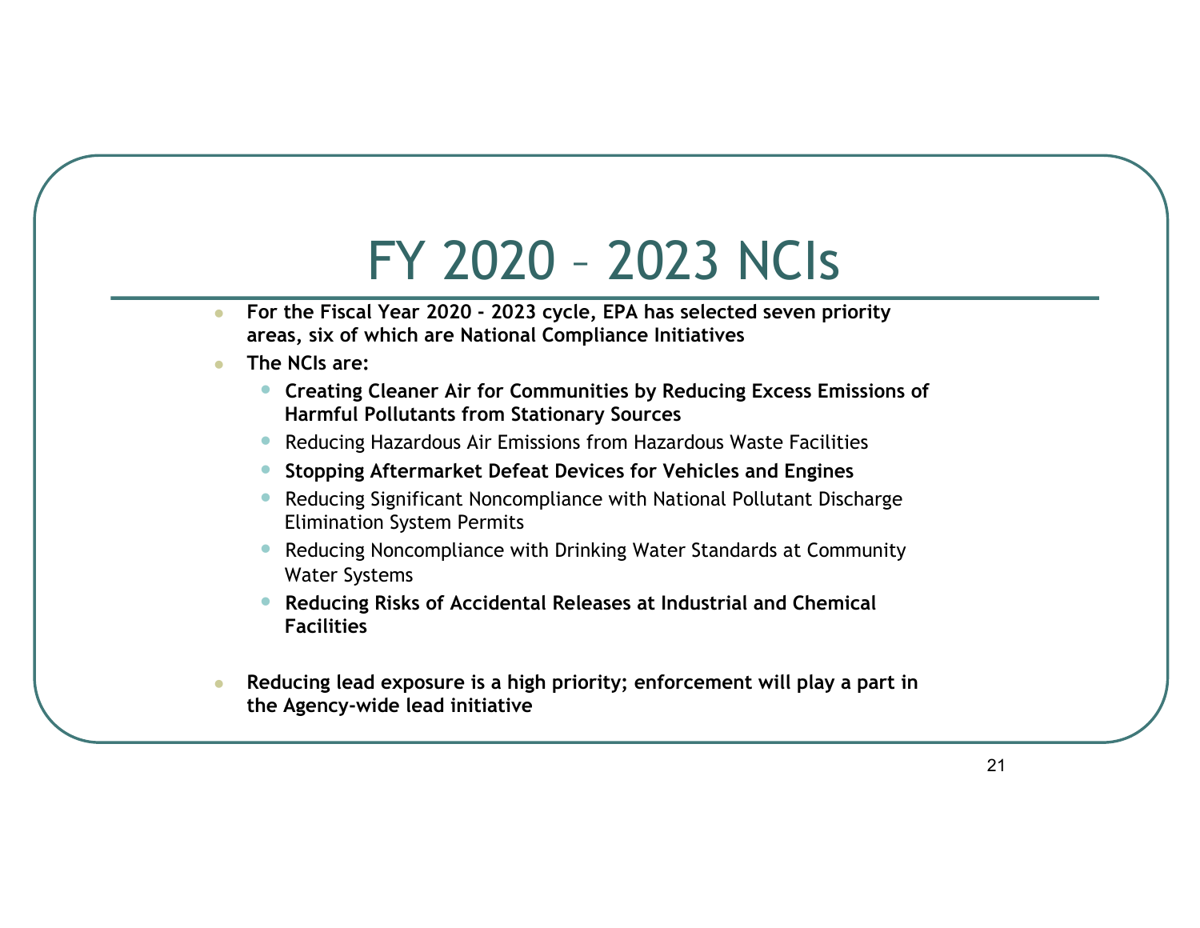# FY 2020 – 2023 NCIs

- **For the Fiscal Year 2020 - 2023 cycle, EPA has selected seven priority areas, six of which are National Compliance Initiatives**
- **The NCIs are:**
  - **Creating Cleaner Air for Communities by Reducing Excess Emissions of Harmful Pollutants from Stationary Sources**
  - Reducing Hazardous Air Emissions from Hazardous Waste Facilities
  - **Stopping Aftermarket Defeat Devices for Vehicles and Engines**
  - Reducing Significant Noncompliance with National Pollutant Discharge Elimination System Permits
  - Reducing Noncompliance with Drinking Water Standards at Community Water Systems
  - **Reducing Risks of Accidental Releases at Industrial and Chemical Facilities**
- **Reducing lead exposure is a high priority; enforcement will play a part in the Agency-wide lead initiative**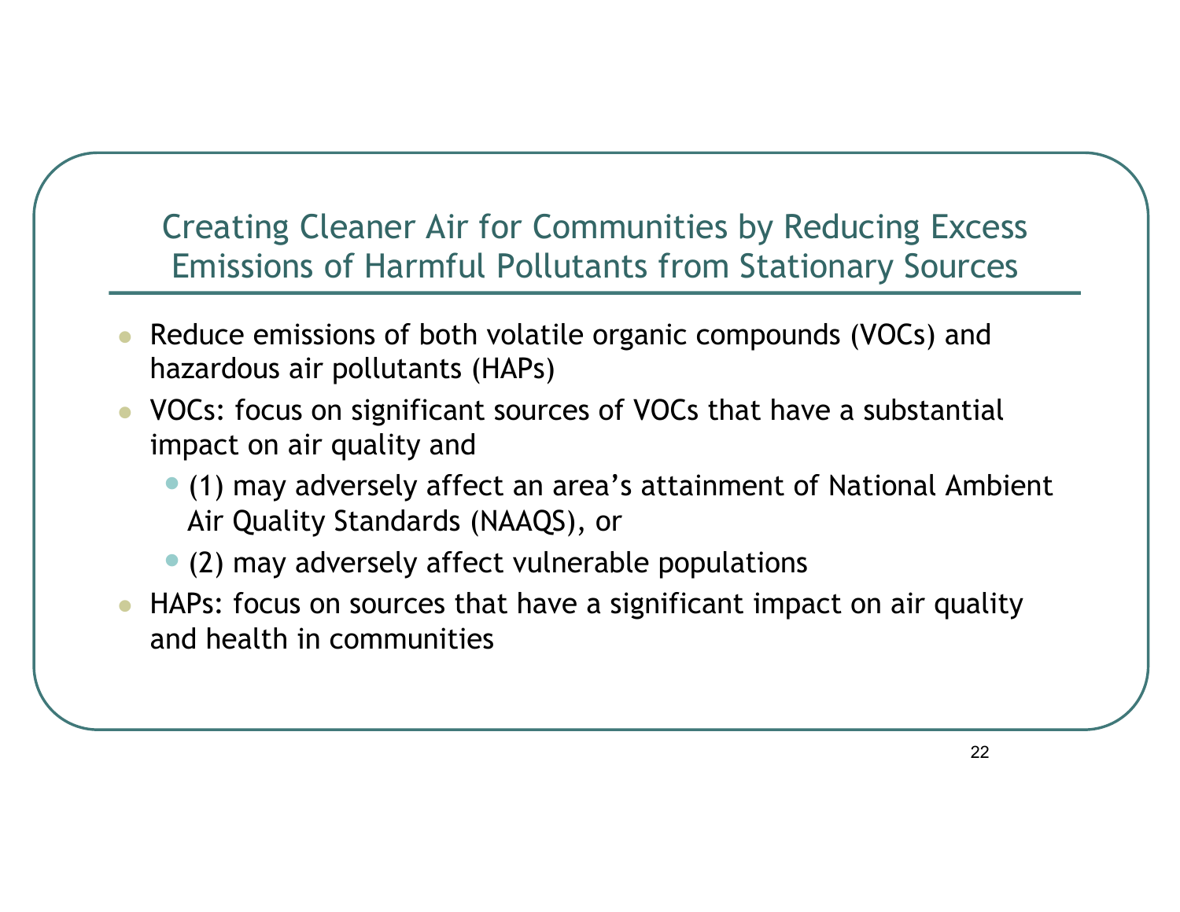## Creating Cleaner Air for Communities by Reducing Excess Emissions of Harmful Pollutants from Stationary Sources

- Reduce emissions of both volatile organic compounds (VOCs) and hazardous air pollutants (HAPs)
- VOCs: focus on significant sources of VOCs that have a substantial impact on air quality and
  - (1) may adversely affect an area's attainment of National Ambient Air Quality Standards (NAAQS), or
  - (2) may adversely affect vulnerable populations
- HAPs: focus on sources that have a significant impact on air quality and health in communities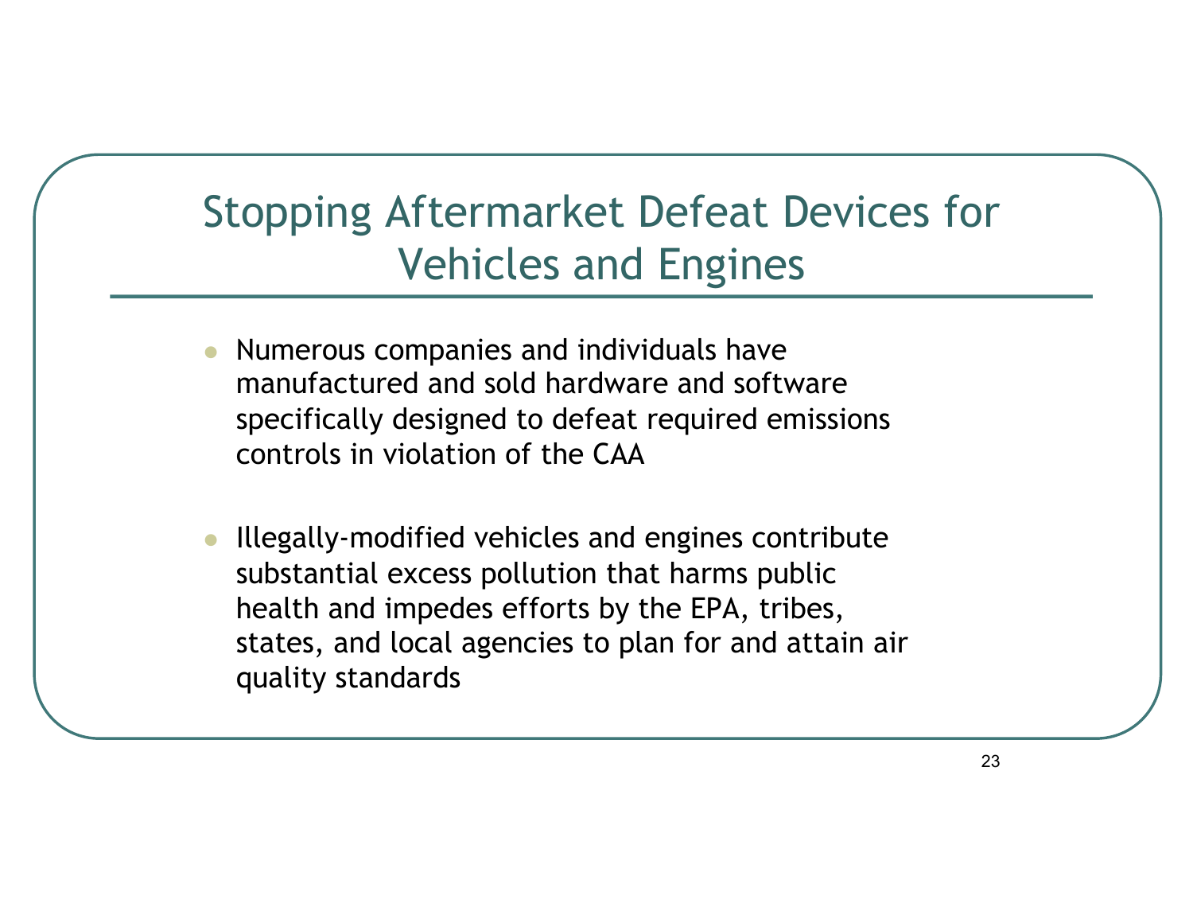# Stopping Aftermarket Defeat Devices for Vehicles and Engines

- Numerous companies and individuals have manufactured and sold hardware and software specifically designed to defeat required emissions controls in violation of the CAA

- Illegally-modified vehicles and engines contribute substantial excess pollution that harms public health and impedes efforts by the EPA, tribes, states, and local agencies to plan for and attain air quality standards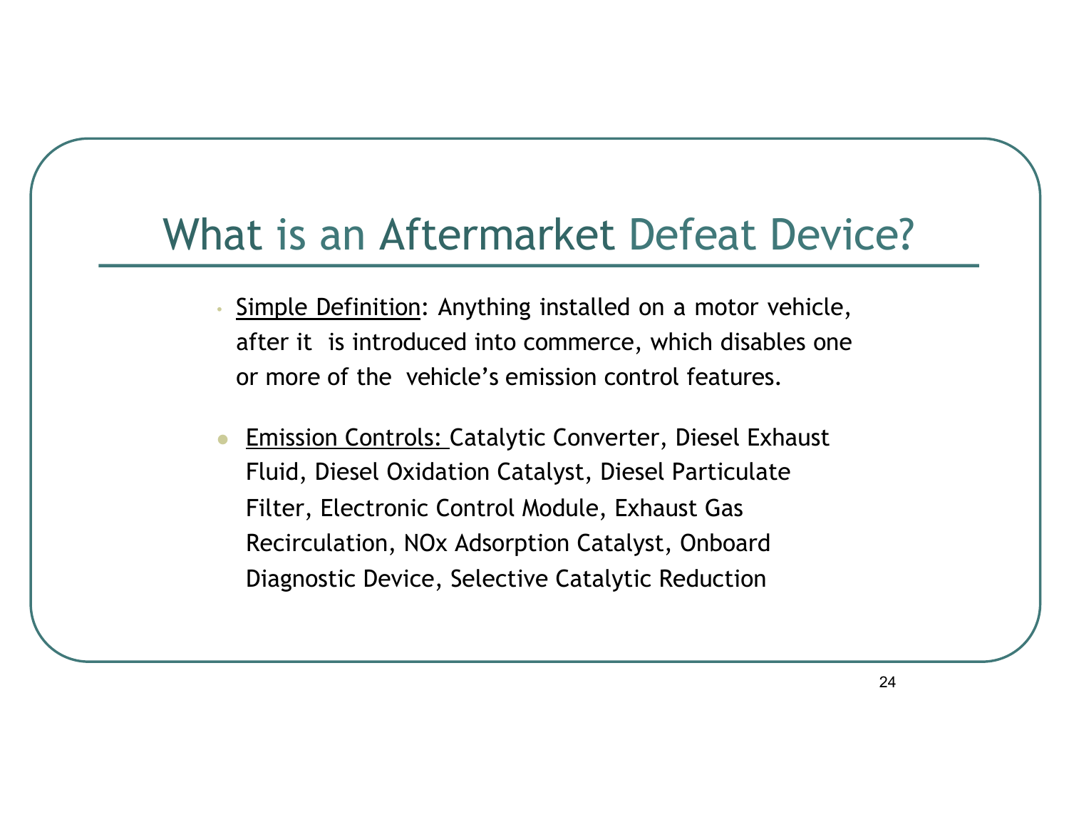# What is an Aftermarket Defeat Device?

- Simple Definition: Anything installed on a motor vehicle, after it is introduced into commerce, which disables one or more of the vehicle's emission control features.

- Emission Controls: Catalytic Converter, Diesel Exhaust Fluid, Diesel Oxidation Catalyst, Diesel Particulate Filter, Electronic Control Module, Exhaust Gas Recirculation, NOx Adsorption Catalyst, Onboard Diagnostic Device, Selective Catalytic Reduction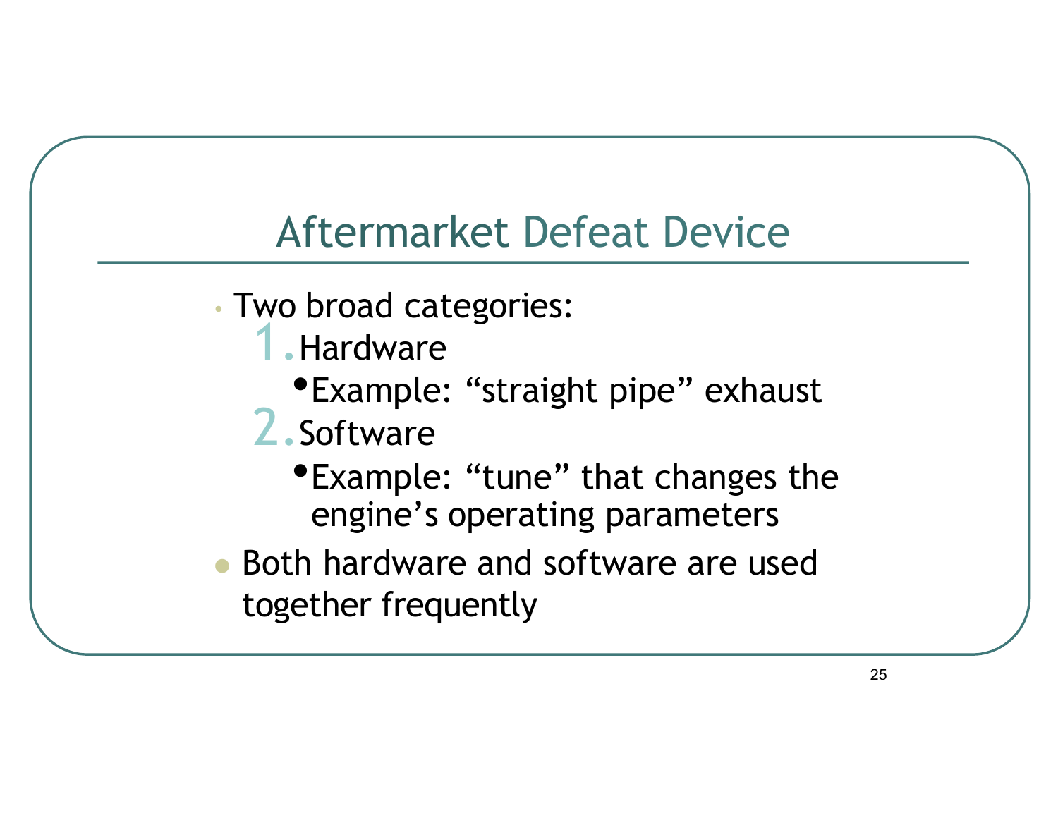# Aftermarket Defeat Device

- Two broad categories:
  1. Hardware
     - Example: “straight pipe” exhaust
  2. Software
     - Example: “tune” that changes the engine’s operating parameters
- Both hardware and software are used together frequently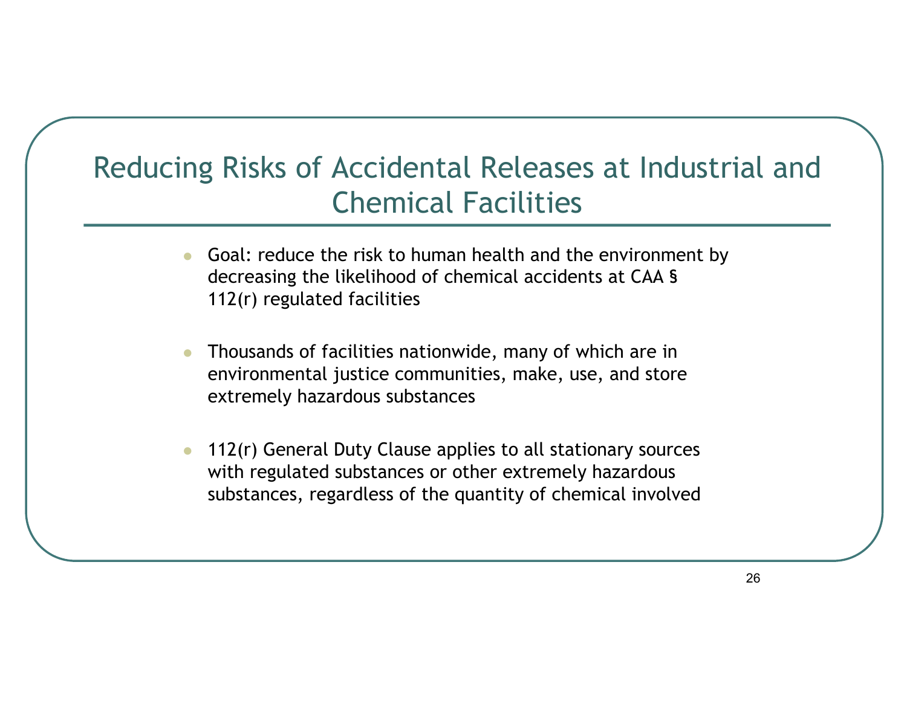# Reducing Risks of Accidental Releases at Industrial and Chemical Facilities

- Goal: reduce the risk to human health and the environment by decreasing the likelihood of chemical accidents at CAA § 112(r) regulated facilities

- Thousands of facilities nationwide, many of which are in environmental justice communities, make, use, and store extremely hazardous substances

- 112(r) General Duty Clause applies to all stationary sources with regulated substances or other extremely hazardous substances, regardless of the quantity of chemical involved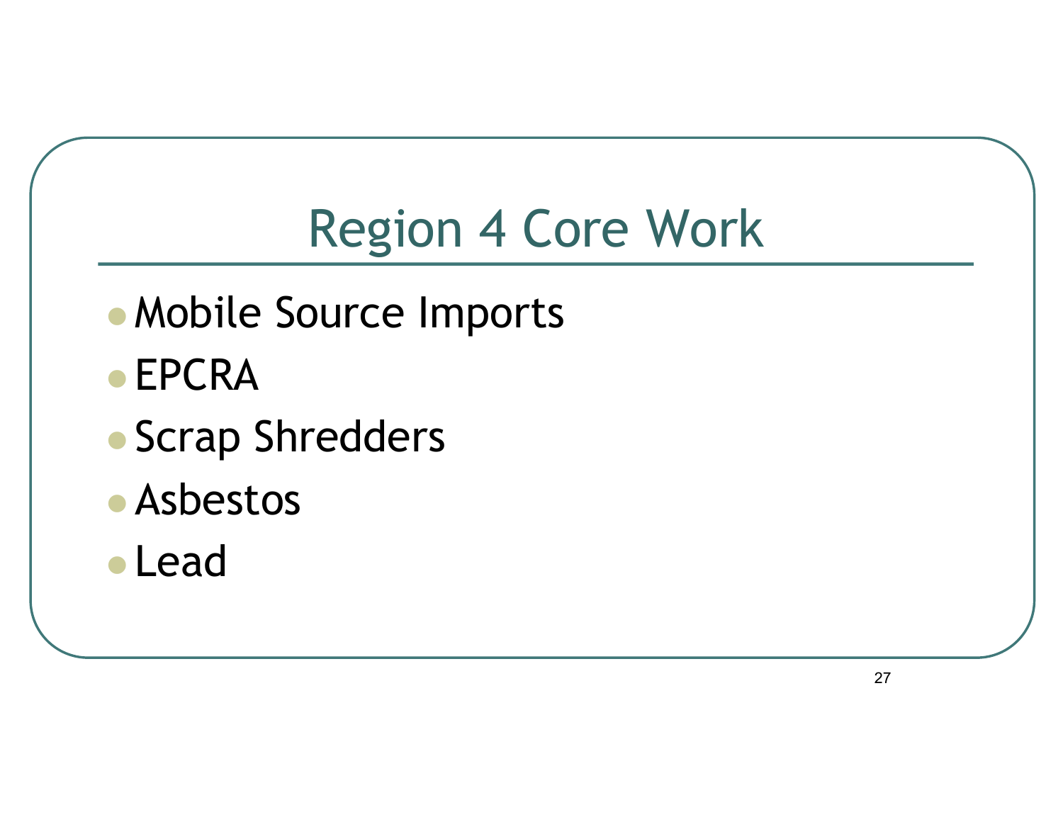# Region 4 Core Work

- Mobile Source Imports
- EPCRA
- Scrap Shredders
- Asbestos
- Lead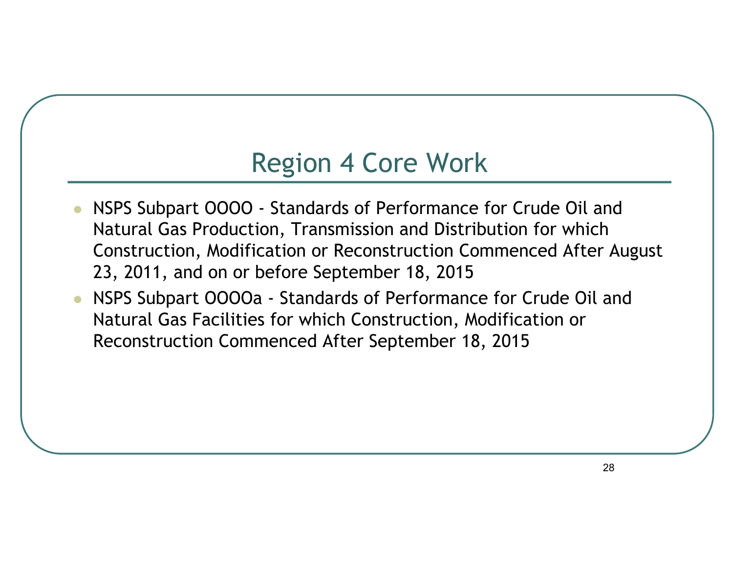# Region 4 Core Work

- NSPS Subpart OOOO - Standards of Performance for Crude Oil and Natural Gas Production, Transmission and Distribution for which Construction, Modification or Reconstruction Commenced After August 23, 2011, and on or before September 18, 2015
- NSPS Subpart OOOOa - Standards of Performance for Crude Oil and Natural Gas Facilities for which Construction, Modification or Reconstruction Commenced After September 18, 2015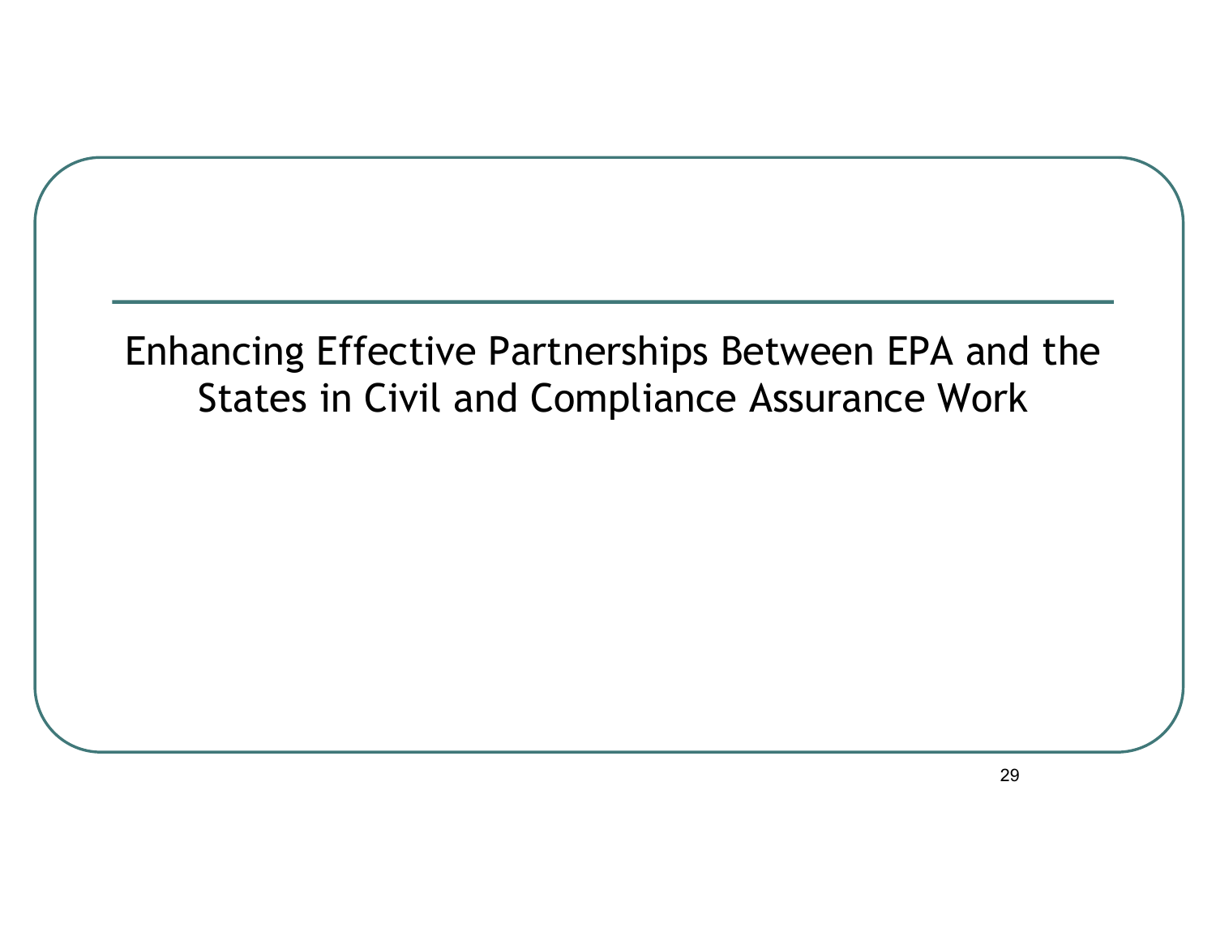# Enhancing Effective Partnerships Between EPA and the States in Civil and Compliance Assurance Work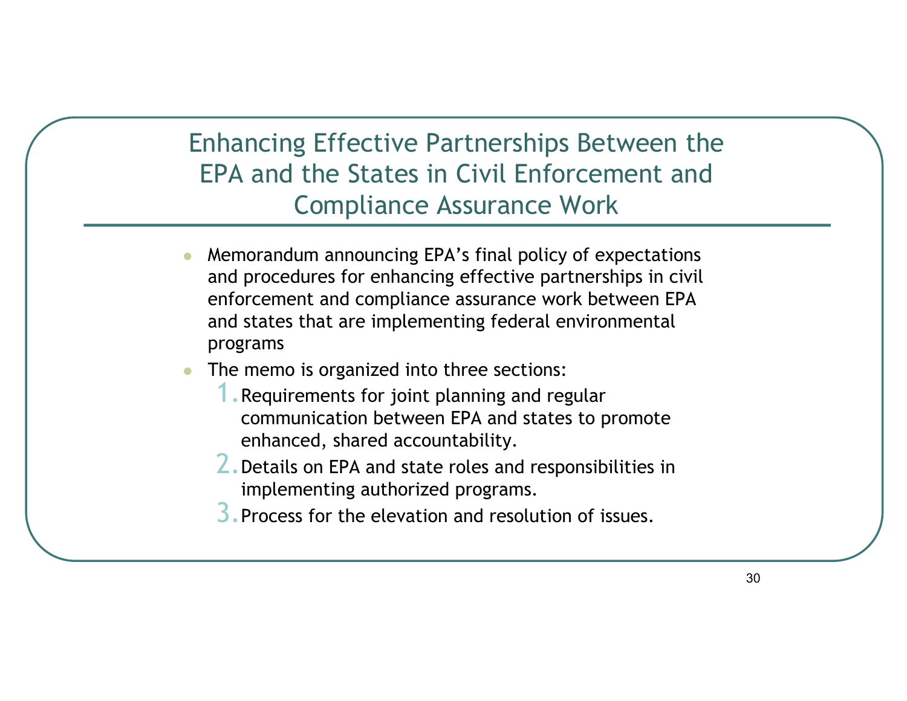# Enhancing Effective Partnerships Between the EPA and the States in Civil Enforcement and Compliance Assurance Work

- Memorandum announcing EPA's final policy of expectations and procedures for enhancing effective partnerships in civil enforcement and compliance assurance work between EPA and states that are implementing federal environmental programs
- The memo is organized into three sections:
  1. Requirements for joint planning and regular communication between EPA and states to promote enhanced, shared accountability.
  2. Details on EPA and state roles and responsibilities in implementing authorized programs.
  3. Process for the elevation and resolution of issues.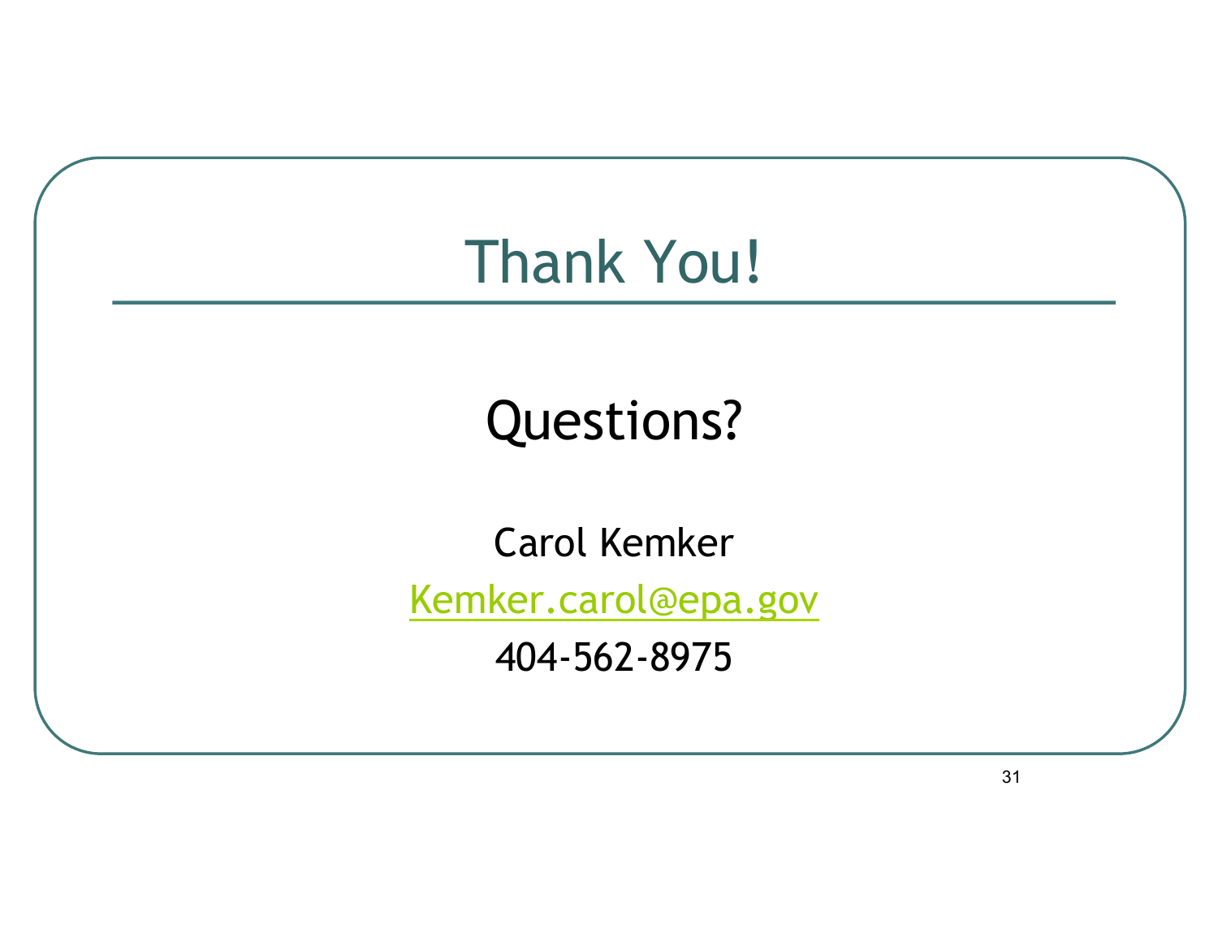# Thank You!

## Questions?

Carol Kemker

Kemker.carol@epa.gov

404-562-8975